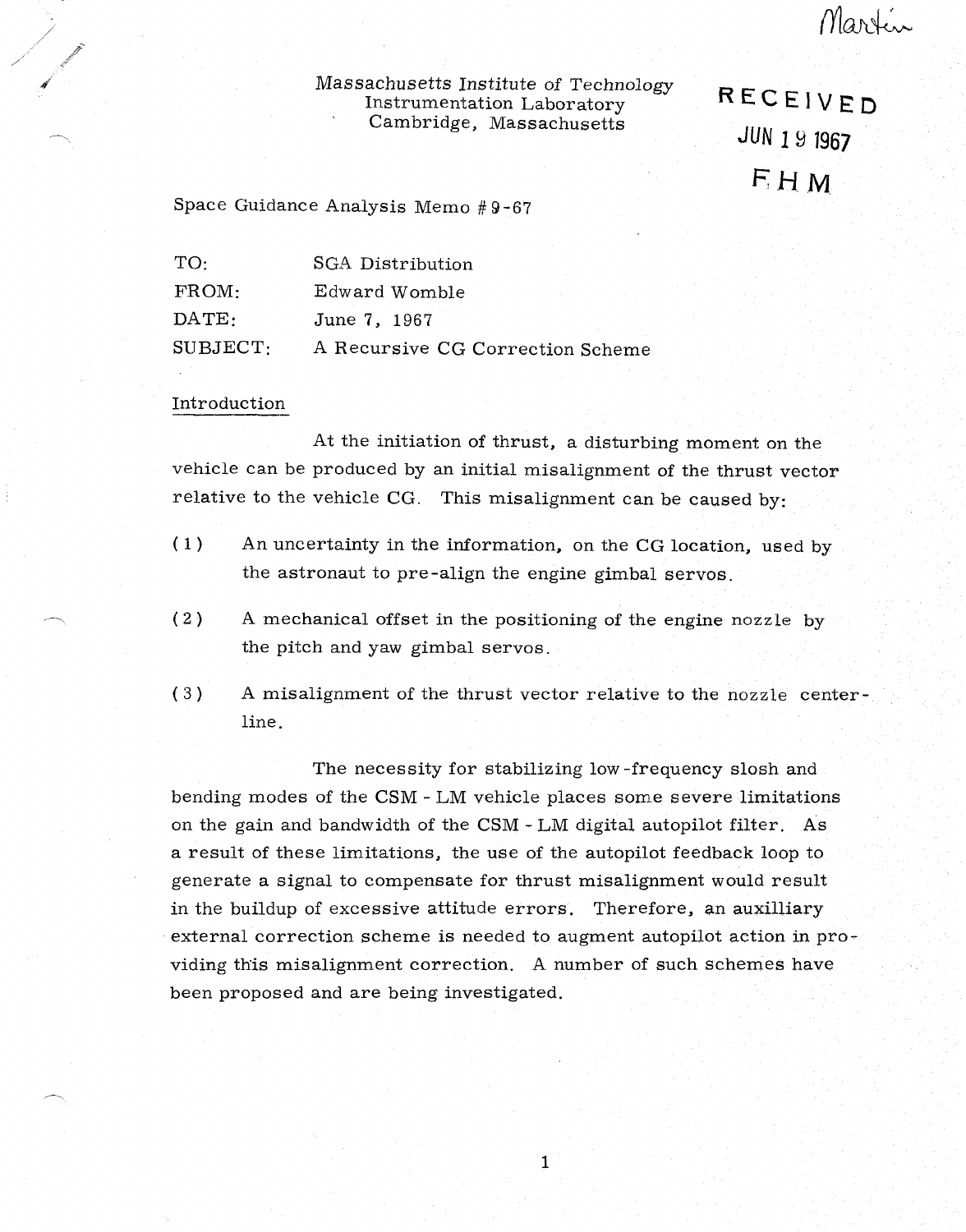Martin

Massachusetts Institute of Technology
Instrumentation Laboratory
Cambridge, Massachusetts

RECEIVED
JUN 19 1967
FHM

Space Guidance Analysis Memo #9-67

| | |
|---|---|
| TO: | SGA Distribution |
| FROM: | Edward Womble |
| DATE: | June 7, 1967 |
| SUBJECT: | A Recursive CG Correction Scheme |

## Introduction

At the initiation of thrust, a disturbing moment on the vehicle can be produced by an initial misalignment of the thrust vector relative to the vehicle CG. This misalignment can be caused by:

(1) An uncertainty in the information, on the CG location, used by the astronaut to pre-align the engine gimbal servos.

(2) A mechanical offset in the positioning of the engine nozzle by the pitch and yaw gimbal servos.

(3) A misalignment of the thrust vector relative to the nozzle center-line.

The necessity for stabilizing low-frequency slosh and bending modes of the CSM - LM vehicle places some severe limitations on the gain and bandwidth of the CSM - LM digital autopilot filter. As a result of these limitations, the use of the autopilot feedback loop to generate a signal to compensate for thrust misalignment would result in the buildup of excessive attitude errors. Therefore, an auxilliary external correction scheme is needed to augment autopilot action in providing this misalignment correction. A number of such schemes have been proposed and are being investigated.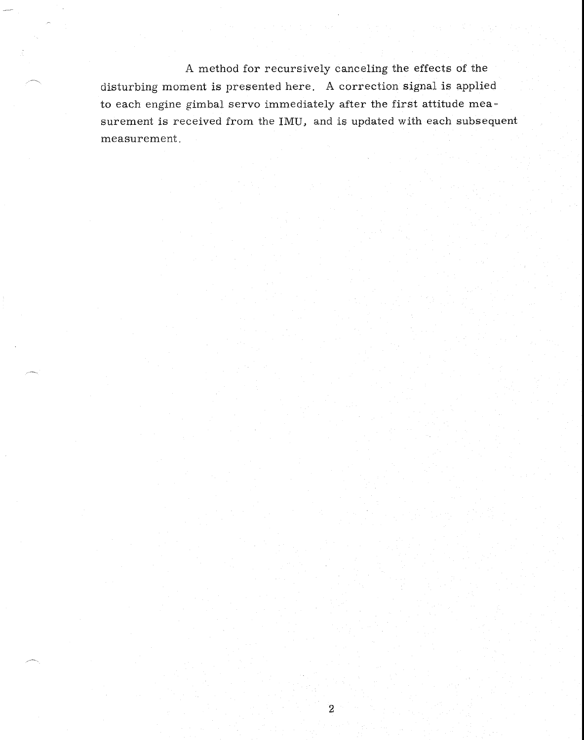A method for recursively canceling the effects of the disturbing moment is presented here. A correction signal is applied to each engine gimbal servo immediately after the first attitude measurement is received from the IMU, and is updated with each subsequent measurement.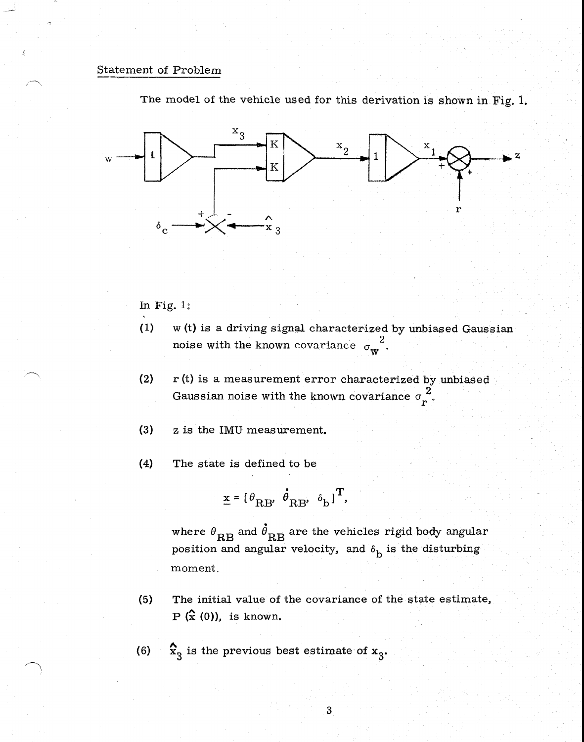Statement of Problem

The model of the vehicle used for this derivation is shown in Fig. 1.

In Fig. 1:

(1) w (t) is a driving signal characterized by unbiased Gaussian noise with the known covariance $\sigma_w^2$.

(2) r (t) is a measurement error characterized by unbiased Gaussian noise with the known covariance $\sigma_r^2$.

(3) z is the IMU measurement.

(4) The state is defined to be

$$\underline{x} = [\theta_{RB}, \dot{\theta}_{RB}, \delta_b]^T,$$

where $\theta_{RB}$ and $\dot{\theta}_{RB}$ are the vehicles rigid body angular position and angular velocity, and $\delta_b$ is the disturbing moment.

(5) The initial value of the covariance of the state estimate, $P(\hat{\underline{x}}(0))$, is known.

(6) $\hat{x}_3$ is the previous best estimate of $x_3$.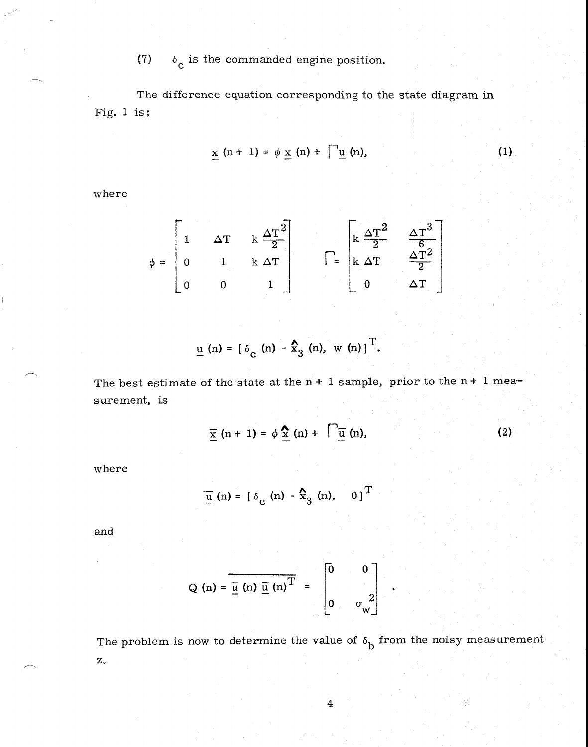(7) $\delta_c$ is the commanded engine position.

The difference equation corresponding to the state diagram in Fig. 1 is:

$$\underline{x}(n+1) = \phi\, \underline{x}(n) + \Gamma \underline{u}(n), \tag{1}$$

where

$$\phi = \begin{bmatrix} 1 & \Delta T & k\,\frac{\Delta T^2}{2} \\ 0 & 1 & k\,\Delta T \\ 0 & 0 & 1 \end{bmatrix} \qquad \Gamma = \begin{bmatrix} k\,\frac{\Delta T^2}{2} & \frac{\Delta T^3}{6} \\ k\,\Delta T & \frac{\Delta T^2}{2} \\ 0 & \Delta T \end{bmatrix}$$

$$\underline{u}(n) = [\delta_c(n) - \hat{x}_3(n),\ w(n)]^T.$$

The best estimate of the state at the n + 1 sample, prior to the n + 1 measurement, is

$$\bar{\underline{x}}(n+1) = \phi\, \hat{\underline{x}}(n) + \Gamma \bar{\underline{u}}(n), \tag{2}$$

where

$$\bar{\underline{u}}(n) = [\delta_c(n) - \hat{x}_3(n),\ \ 0]^T$$

and

$$Q(n) = \overline{\underline{u}(n)\, \underline{u}(n)^T} = \begin{bmatrix} 0 & 0 \\ 0 & \sigma_w^2 \end{bmatrix}.$$

The problem is now to determine the value of $\delta_b$ from the noisy measurement z.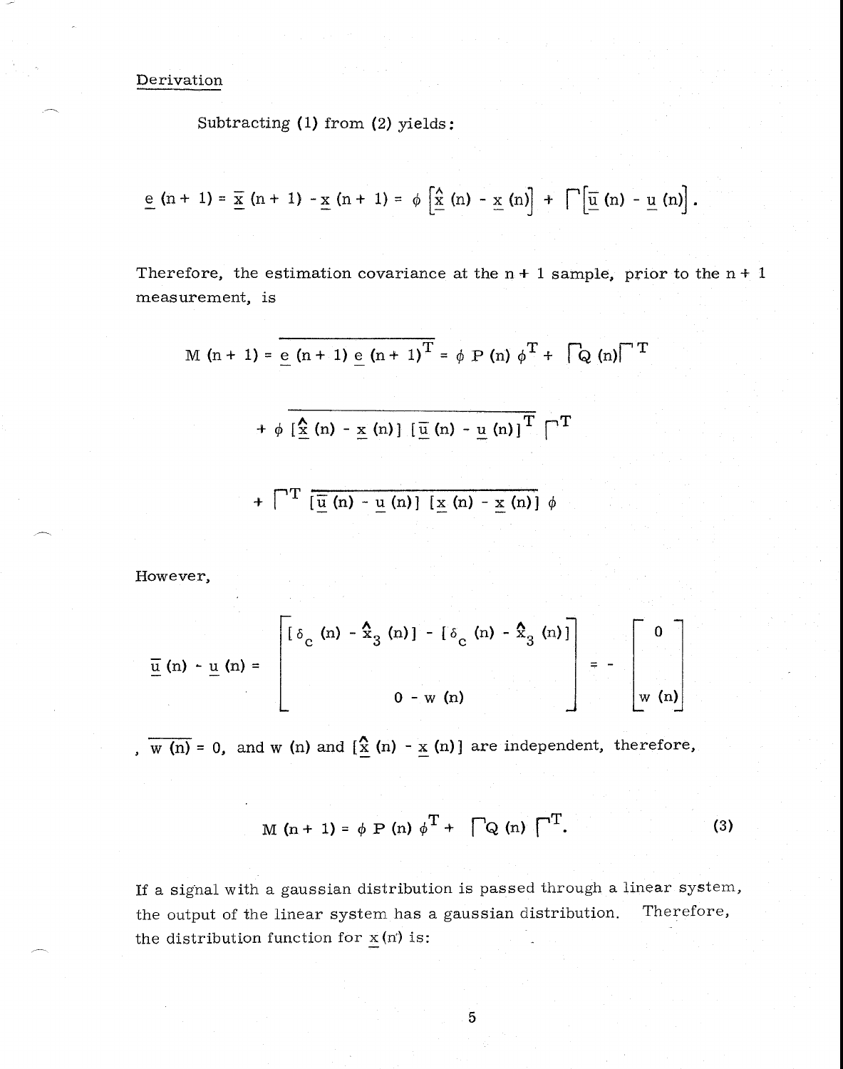Derivation

Subtracting (1) from (2) yields:

$$\underline{e}\,(n+1) = \overline{\underline{x}}\,(n+1) - \underline{x}\,(n+1) = \phi \left[\hat{\underline{x}}\,(n) - \underline{x}\,(n)\right] + \Gamma\left[\overline{\underline{u}}\,(n) - \underline{u}\,(n)\right].$$

Therefore, the estimation covariance at the n + 1 sample, prior to the n + 1 measurement, is

$$M\,(n+1) = \overline{\underline{e}\,(n+1)\,\underline{e}\,(n+1)^T} = \phi\, P\,(n)\,\phi^T + \Gamma Q\,(n)\Gamma^T$$

$$+ \phi\,\overline{[\hat{\underline{x}}\,(n) - \underline{x}\,(n)]\,[\overline{\underline{u}}\,(n) - \underline{u}\,(n)]^T}\,\Gamma^T$$

$$+ \Gamma^T\,\overline{[\overline{\underline{u}}\,(n) - \underline{u}\,(n)]\,[\underline{x}\,(n) - \underline{x}\,(n)]}\,\phi$$

However,

$$\overline{\underline{u}}\,(n) - \underline{u}\,(n) = \begin{bmatrix} [\delta_c\,(n) - \hat{x}_3\,(n)] - [\delta_c\,(n) - \hat{x}_3\,(n)] \\ \\ 0 - w\,(n) \end{bmatrix} = - \begin{bmatrix} 0 \\ \\ w\,(n) \end{bmatrix}$$

, $\overline{w\,(n)} = 0$, and $w\,(n)$ and $[\hat{\underline{x}}\,(n) - \underline{x}\,(n)]$ are independent, therefore,

$$M\,(n+1) = \phi\, P\,(n)\,\phi^T + \Gamma Q\,(n)\,\Gamma^T. \tag{3}$$

If a signal with a gaussian distribution is passed through a linear system, the output of the linear system has a gaussian distribution. Therefore, the distribution function for $\underline{x}\,(n)$ is: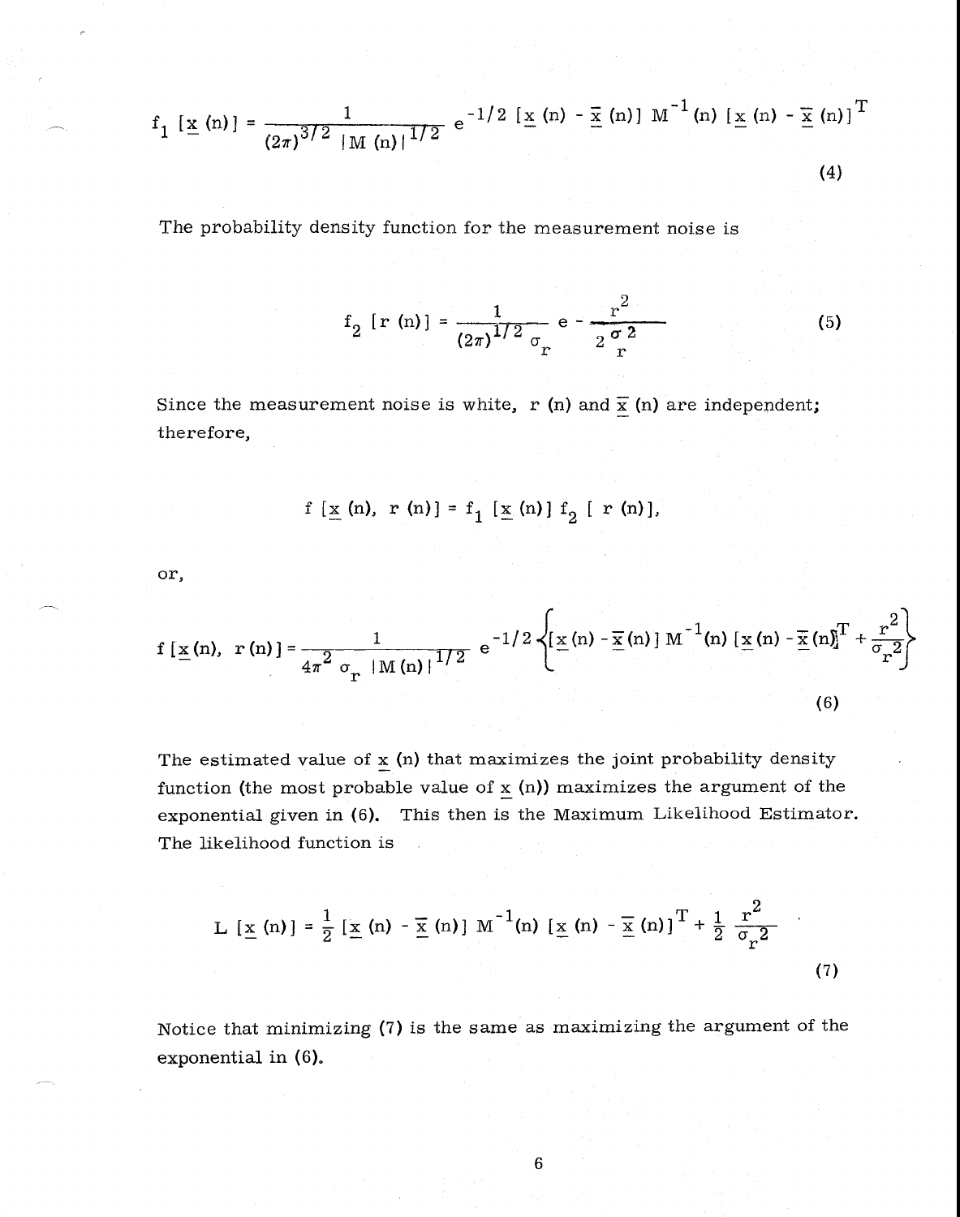$$f_1 [\underline{x} (n)] = \frac{1}{(2\pi)^{3/2} \; |M (n)|^{1/2}} \; e^{-1/2 \; [\underline{x} (n) \; - \; \bar{\underline{x}} (n)] \; M^{-1} (n) \; [\underline{x} (n) \; - \; \bar{\underline{x}} (n)]^T} \tag{4}$$

The probability density function for the measurement noise is

$$f_2 \; [r \; (n)] = \frac{1}{(2\pi)^{1/2} \; \sigma_r} \; e^{- \frac{r^2}{2 \; \sigma_r^2}} \tag{5}$$

Since the measurement noise is white, r (n) and $\bar{\underline{x}}$ (n) are independent; therefore,

$$f \; [\underline{x} (n), \; r (n)] = f_1 \; [\underline{x} (n)] \; f_2 \; [\; r \; (n)],$$

or,

$$f \; [\underline{x} (n), \; r (n)] = \frac{1}{4\pi^2 \; \sigma_r \; |M (n)|^{1/2}} \; e^{-1/2 \left\{ [\underline{x} (n) - \bar{\underline{x}} (n)] \; M^{-1} (n) \; [\underline{x} (n) - \bar{\underline{x}} (n)]^T + \frac{r^2}{\sigma_r^2} \right\}} \tag{6}$$

The estimated value of $\underline{x}$ (n) that maximizes the joint probability density function (the most probable value of $\underline{x}$ (n)) maximizes the argument of the exponential given in (6). This then is the Maximum Likelihood Estimator. The likelihood function is

$$L \; [\underline{x} (n)] = \frac{1}{2} \; [\underline{x} (n) \; - \; \bar{\underline{x}} (n)] \; M^{-1} (n) \; [\underline{x} (n) \; - \; \bar{\underline{x}} (n)]^T + \frac{1}{2} \; \frac{r^2}{\sigma_r^2} \tag{7}$$

Notice that minimizing (7) is the same as maximizing the argument of the exponential in (6).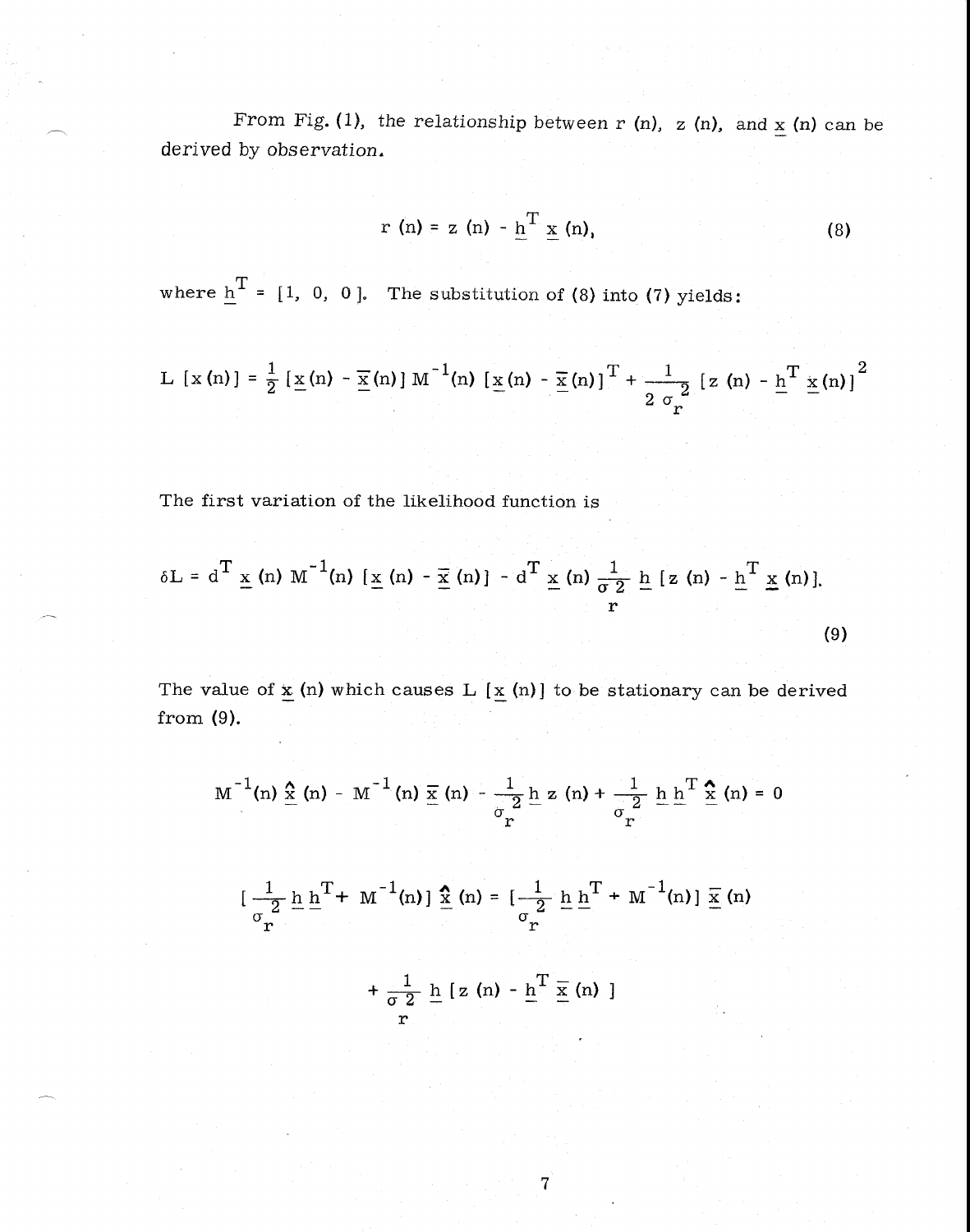From Fig. (1), the relationship between r (n), z (n), and $\underline{x}$ (n) can be derived by observation.

$$r(n) = z(n) - \underline{h}^T \underline{x}(n), \tag{8}$$

where $\underline{h}^T = [1,\ 0,\ 0]$. The substitution of (8) into (7) yields:

$$L[x(n)] = \frac{1}{2}[\underline{x}(n) - \overline{\underline{x}}(n)]\, M^{-1}(n)\, [\underline{x}(n) - \overline{\underline{x}}(n)]^T + \frac{1}{2\sigma_r^2}[z(n) - \underline{h}^T \underline{x}(n)]^2$$

The first variation of the likelihood function is

$$\delta L = d^T \underline{x}(n)\, M^{-1}(n)\, [\underline{x}(n) - \overline{\underline{x}}(n)] - d^T \underline{x}(n) \frac{1}{\sigma_r^2} \underline{h}\, [z(n) - \underline{h}^T \underline{x}(n)]. \tag{9}$$

The value of $\underline{x}$ (n) which causes L [$\underline{x}$ (n)] to be stationary can be derived from (9).

$$M^{-1}(n)\, \hat{\underline{x}}(n) - M^{-1}(n)\, \overline{\underline{x}}(n) - \frac{1}{\sigma_r^2} \underline{h}\, z(n) + \frac{1}{\sigma_r^2} \underline{h}\, \underline{h}^T \hat{\underline{x}}(n) = 0$$

$$\left[\frac{1}{\sigma_r^2} \underline{h}\, \underline{h}^T + M^{-1}(n)\right] \hat{\underline{x}}(n) = \left[\frac{1}{\sigma_r^2} \underline{h}\, \underline{h}^T + M^{-1}(n)\right] \overline{\underline{x}}(n)$$

$$+ \frac{1}{\sigma_r^2} \underline{h}\, [z(n) - \underline{h}^T \overline{\underline{x}}(n)]$$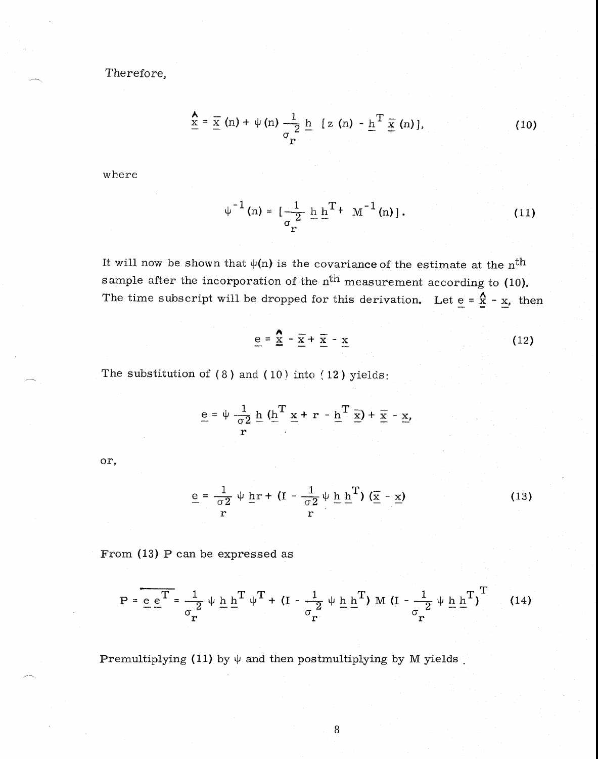Therefore,

$$\hat{\underline{x}} = \bar{\underline{x}}(n) + \psi(n) \frac{1}{\sigma_r^2} \underline{h} \; [z(n) - \underline{h}^T \bar{\underline{x}}(n)], \tag{10}$$

where

$$\psi^{-1}(n) = [\frac{1}{\sigma_r^2} \underline{h}\,\underline{h}^T + M^{-1}(n)]. \tag{11}$$

It will now be shown that $\psi(n)$ is the covariance of the estimate at the $n^{th}$ sample after the incorporation of the $n^{th}$ measurement according to (10). The time subscript will be dropped for this derivation. Let $\underline{e} = \hat{\underline{x}} - \underline{x}$, then

$$\underline{e} = \hat{\underline{x}} - \bar{\underline{x}} + \bar{\underline{x}} - \underline{x} \tag{12}$$

The substitution of (8) and (10) into (12) yields:

$$\underline{e} = \psi \frac{1}{\sigma_r^2} \underline{h} (\underline{h}^T \underline{x} + r - \underline{h}^T \bar{\underline{x}}) + \bar{\underline{x}} - \underline{x},$$

or,

$$\underline{e} = \frac{1}{\sigma_r^2} \psi \underline{h} r + (I - \frac{1}{\sigma_r^2} \psi \underline{h}\,\underline{h}^T)(\bar{\underline{x}} - \underline{x}) \tag{13}$$

From (13) P can be expressed as

$$P = \overline{\underline{e}\,\underline{e}^T} = \frac{1}{\sigma_r^2} \psi \underline{h}\,\underline{h}^T \psi^T + (I - \frac{1}{\sigma_r^2} \psi \underline{h}\,\underline{h}^T) M (I - \frac{1}{\sigma_r^2} \psi \underline{h}\,\underline{h}^T)^T \tag{14}$$

Premultiplying (11) by $\psi$ and then postmultiplying by M yields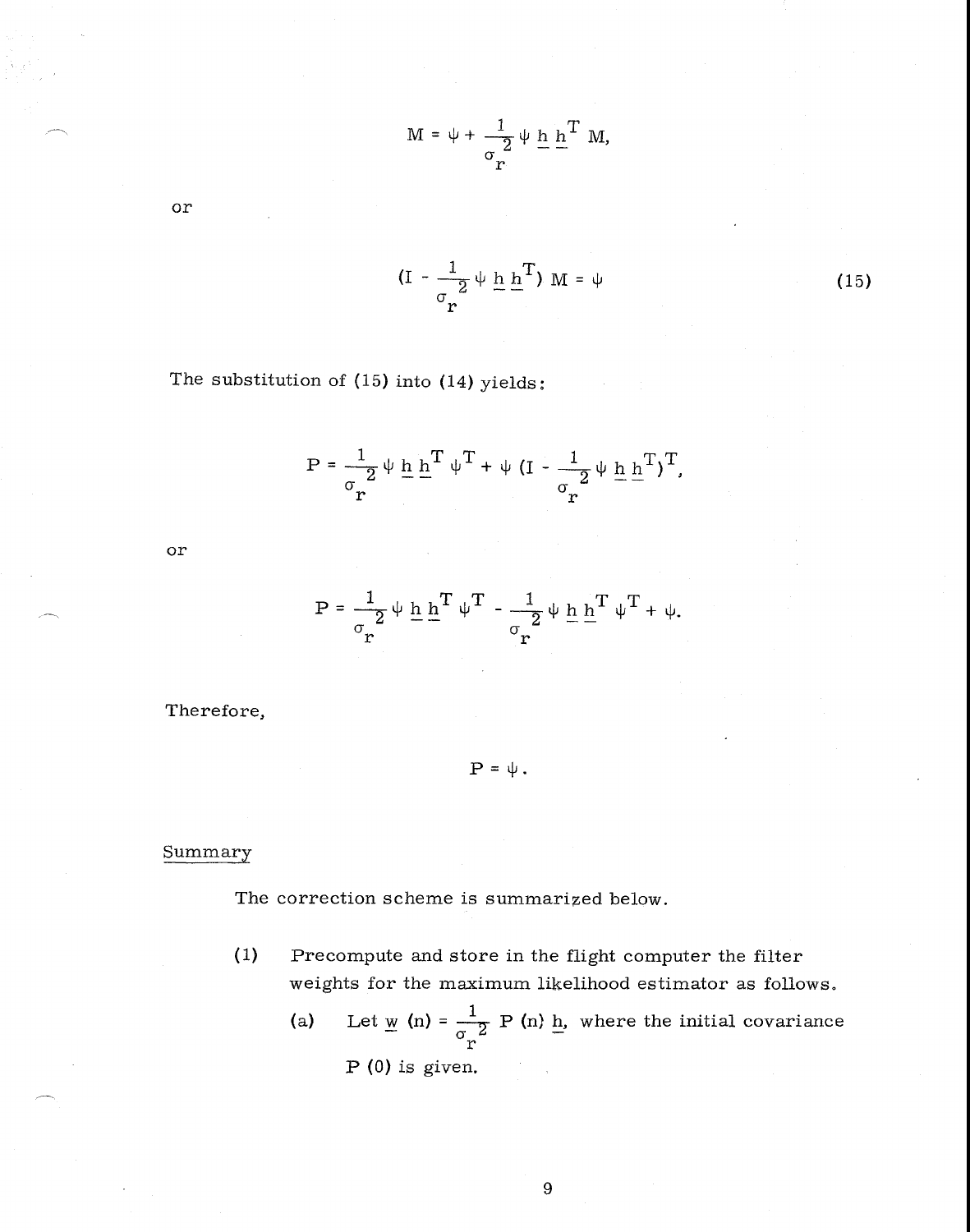$$M = \psi + \frac{1}{\sigma_r^2} \psi \underline{h} \underline{h}^T M,$$

or

$$(I - \frac{1}{\sigma_r^2} \psi \underline{h} \underline{h}^T) M = \psi \tag{15}$$

The substitution of (15) into (14) yields:

$$P = \frac{1}{\sigma_r^2} \psi \underline{h} \underline{h}^T \psi^T + \psi (I - \frac{1}{\sigma_r^2} \psi \underline{h} \underline{h}^T)^T,$$

or

$$P = \frac{1}{\sigma_r^2} \psi \underline{h} \underline{h}^T \psi^T - \frac{1}{\sigma_r^2} \psi \underline{h} \underline{h}^T \psi^T + \psi.$$

Therefore,

$$P = \psi .$$

## Summary

The correction scheme is summarized below.

(1) Precompute and store in the flight computer the filter weights for the maximum likelihood estimator as follows.

(a) Let $\underline{w}(n) = \frac{1}{\sigma_r^2} P(n) \underline{h}$, where the initial covariance $P(0)$ is given.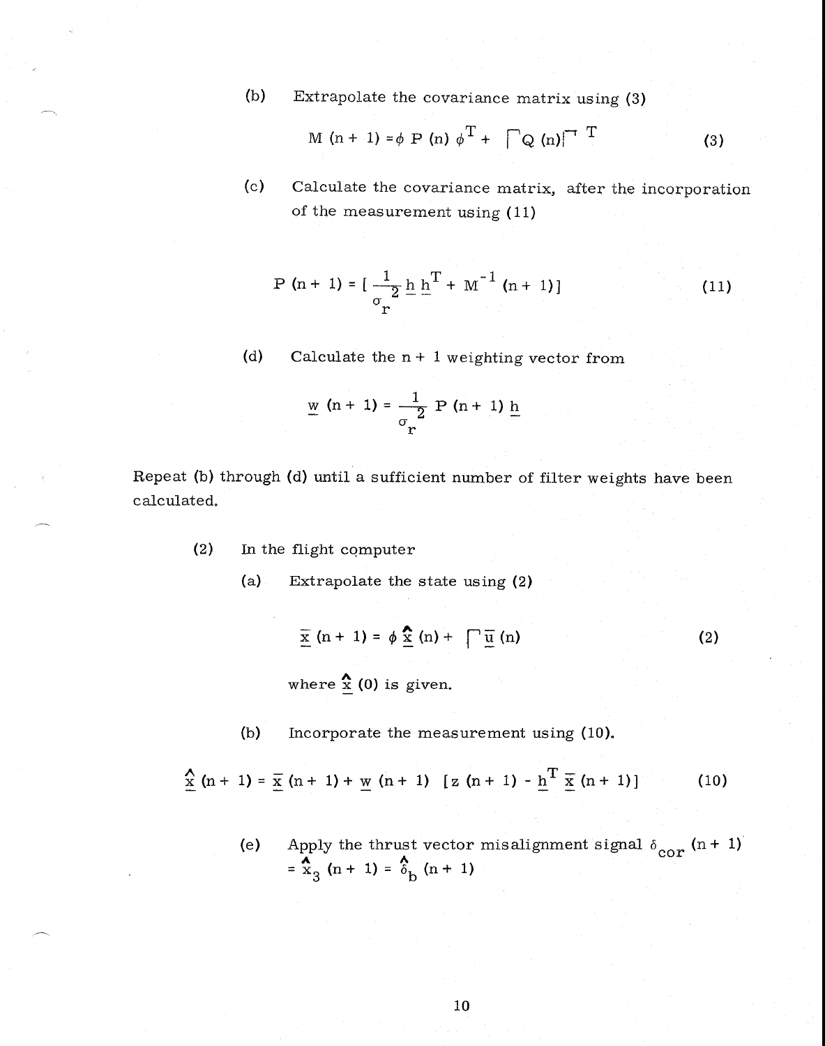(b) Extrapolate the covariance matrix using (3)

$$M(n+1) = \phi P(n) \phi^T + \Gamma Q(n) \Gamma^T \tag{3}$$

(c) Calculate the covariance matrix, after the incorporation of the measurement using (11)

$$P(n+1) = \left[ \frac{1}{\sigma_r^2} \underline{h} \, \underline{h}^T + M^{-1}(n+1) \right] \tag{11}$$

(d) Calculate the n + 1 weighting vector from

$$\underline{w}(n+1) = \frac{1}{\sigma_r^2} P(n+1) \underline{h}$$

Repeat (b) through (d) until a sufficient number of filter weights have been calculated.

(2) In the flight computer

(a) Extrapolate the state using (2)

$$\underline{\bar{x}}(n+1) = \phi \underline{\hat{x}}(n) + \Gamma \underline{\bar{u}}(n) \tag{2}$$

where $\underline{\hat{x}}(0)$ is given.

(b) Incorporate the measurement using (10).

$$\underline{\hat{x}}(n+1) = \underline{\bar{x}}(n+1) + \underline{w}(n+1) \left[ z(n+1) - \underline{h}^T \underline{\bar{x}}(n+1) \right] \tag{10}$$

(e) Apply the thrust vector misalignment signal $\delta_{cor}(n+1) = \hat{x}_3(n+1) = \hat{\delta}_b(n+1)$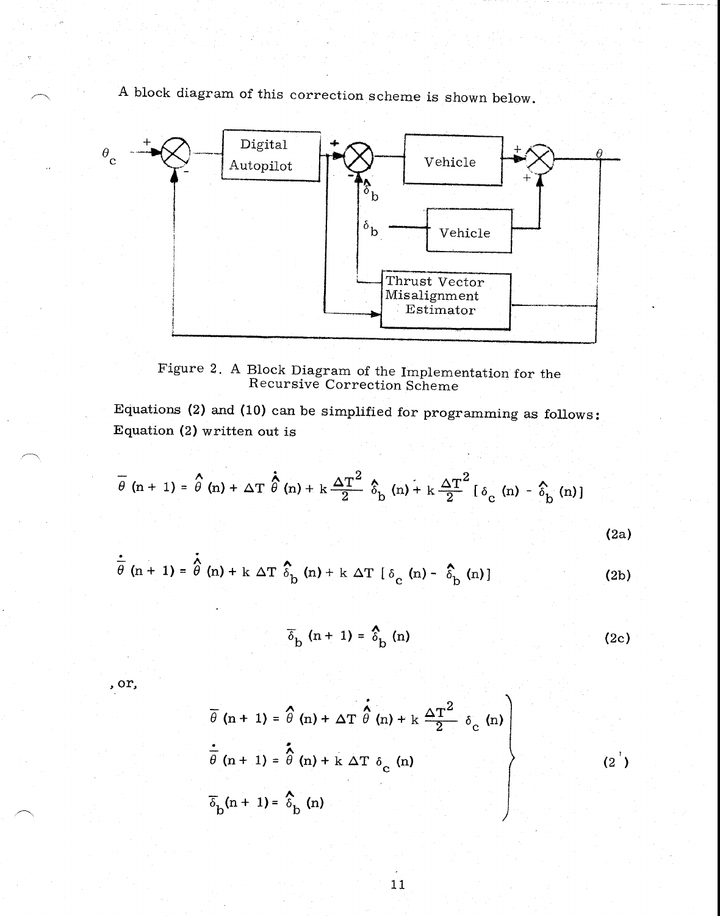A block diagram of this correction scheme is shown below.

Figure 2. A Block Diagram of the Implementation for the Recursive Correction Scheme

Equations (2) and (10) can be simplified for programming as follows: Equation (2) written out is

$$\bar{\theta}(n+1) = \hat{\theta}(n) + \Delta T \, \dot{\hat{\theta}}(n) + k \frac{\Delta T^2}{2} \hat{\delta}_b(n) + k \frac{\Delta T^2}{2} [\delta_c(n) - \hat{\delta}_b(n)] \tag{2a}$$

$$\dot{\bar{\theta}}(n+1) = \dot{\hat{\theta}}(n) + k \, \Delta T \, \hat{\delta}_b(n) + k \, \Delta T \, [\delta_c(n) - \hat{\delta}_b(n)] \tag{2b}$$

$$\bar{\delta}_b(n+1) = \hat{\delta}_b(n) \tag{2c}$$

, or,

$$\left.\begin{aligned} \bar{\theta}(n+1) &= \hat{\theta}(n) + \Delta T \, \dot{\hat{\theta}}(n) + k \frac{\Delta T^2}{2} \delta_c(n) \\ \dot{\bar{\theta}}(n+1) &= \dot{\hat{\theta}}(n) + k \, \Delta T \, \delta_c(n) \\ \bar{\delta}_b(n+1) &= \hat{\delta}_b(n) \end{aligned}\right\} \tag{2'}$$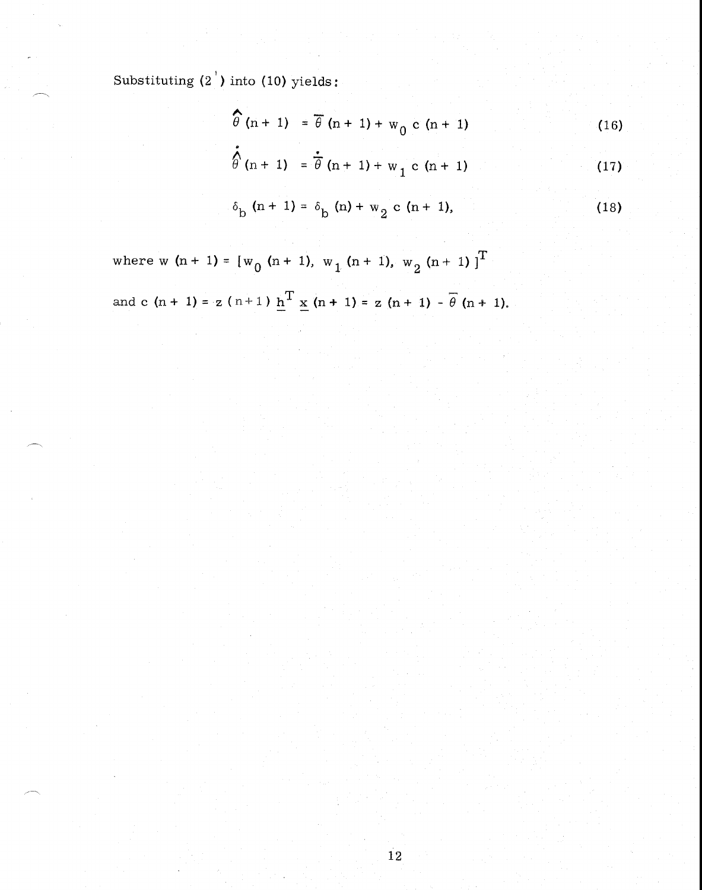Substituting (2') into (10) yields:

$$\hat{\theta}(n+1) = \bar{\theta}(n+1) + w_0 \, c(n+1) \tag{16}$$

$$\dot{\hat{\theta}}(n+1) = \dot{\bar{\theta}}(n+1) + w_1 \, c(n+1) \tag{17}$$

$$\delta_b(n+1) = \delta_b(n) + w_2 \, c(n+1), \tag{18}$$

where $w(n+1) = [w_0(n+1),\ w_1(n+1),\ w_2(n+1)]^T$

and $c(n+1) = z(n+1)\, \underline{h}^T \underline{x}(n+1) = z(n+1) - \bar{\theta}(n+1)$.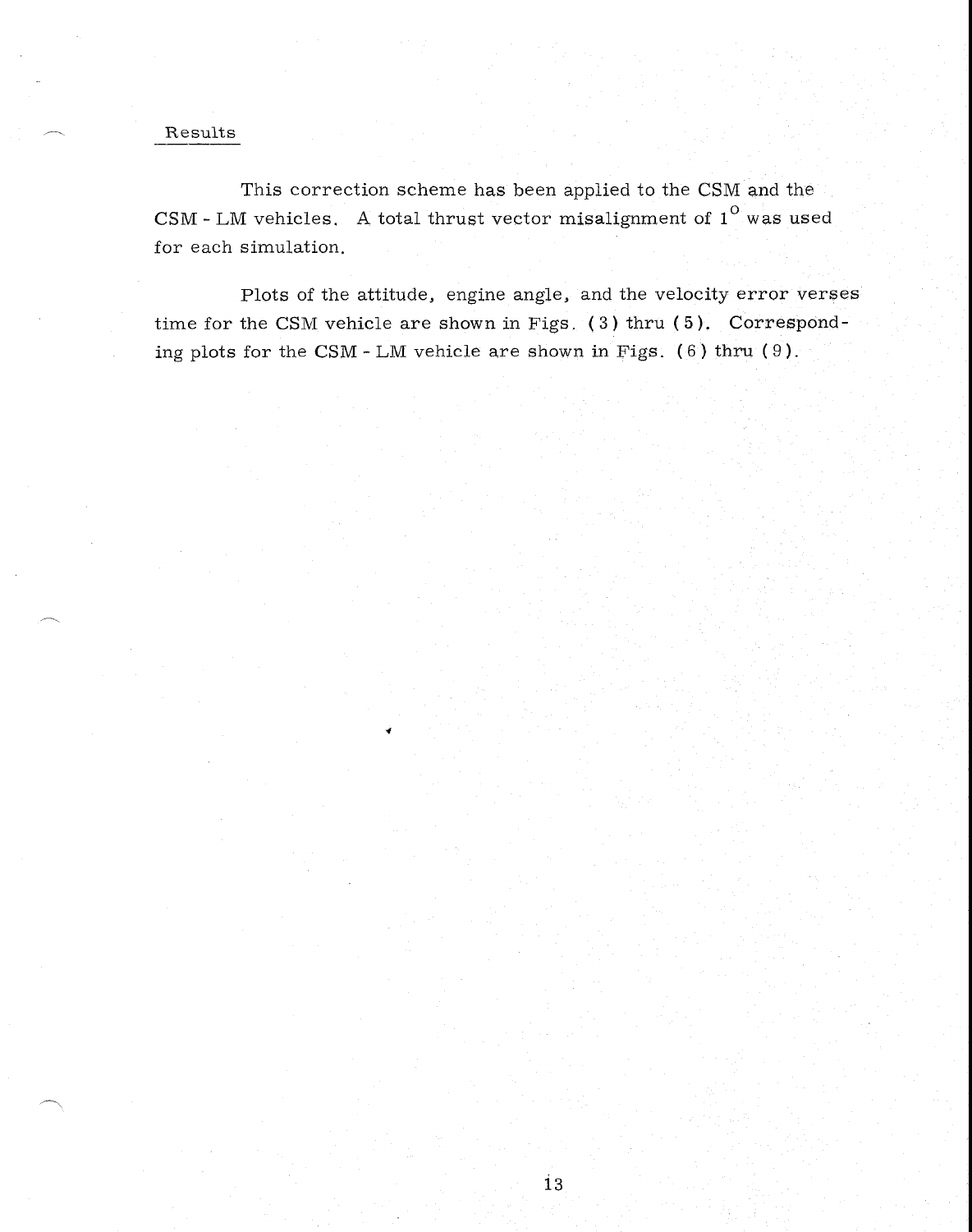## Results

This correction scheme has been applied to the CSM and the CSM - LM vehicles. A total thrust vector misalignment of $1^{\circ}$ was used for each simulation.

Plots of the attitude, engine angle, and the velocity error verses time for the CSM vehicle are shown in Figs. (3) thru (5). Corresponding plots for the CSM - LM vehicle are shown in Figs. (6) thru (9).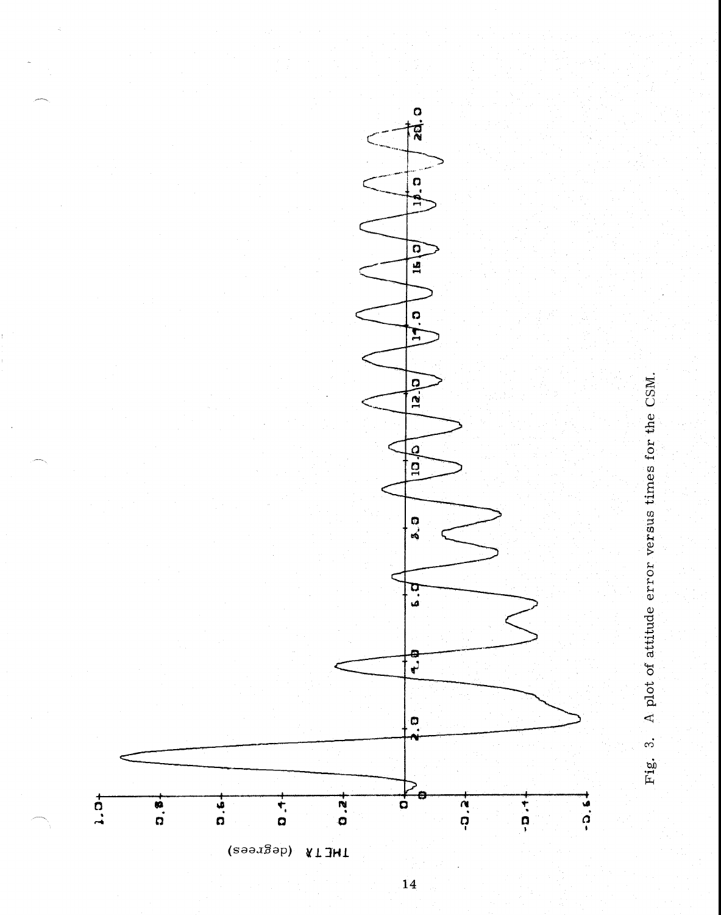Fig. 3. A plot of attitude error versus times for the CSM.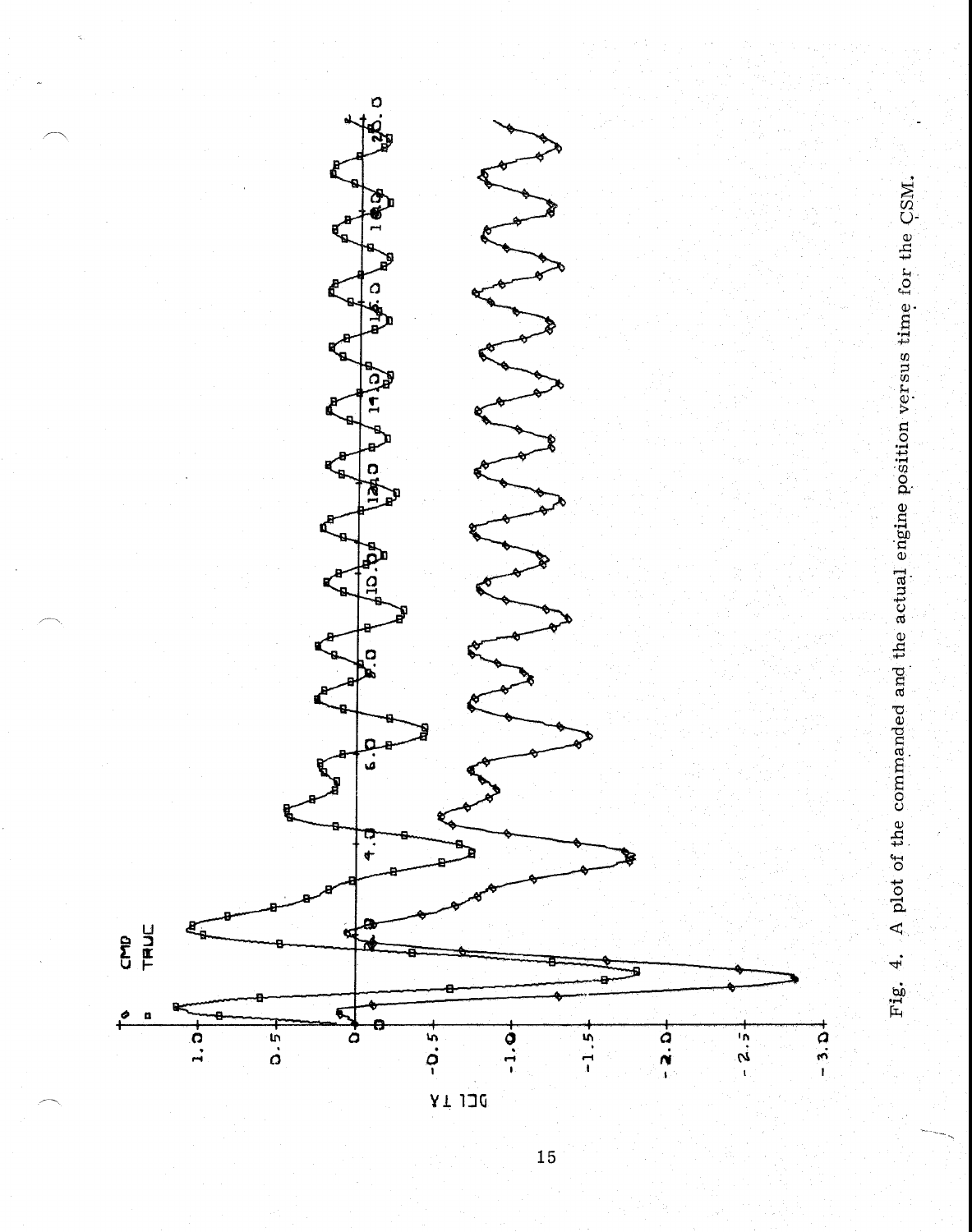Fig. 4. A plot of the commanded and the actual engine position versus time for the CSM.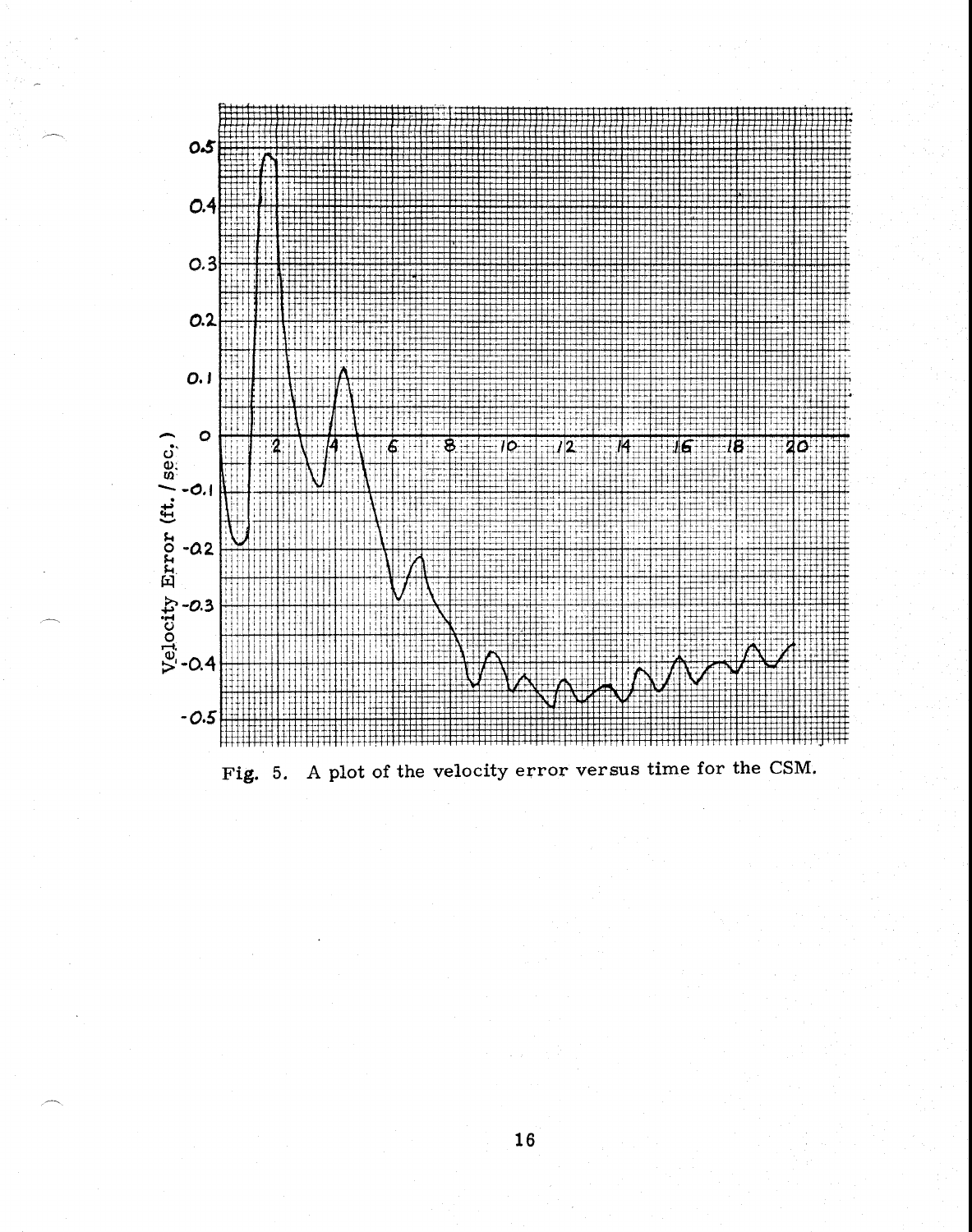Fig. 5. A plot of the velocity error versus time for the CSM.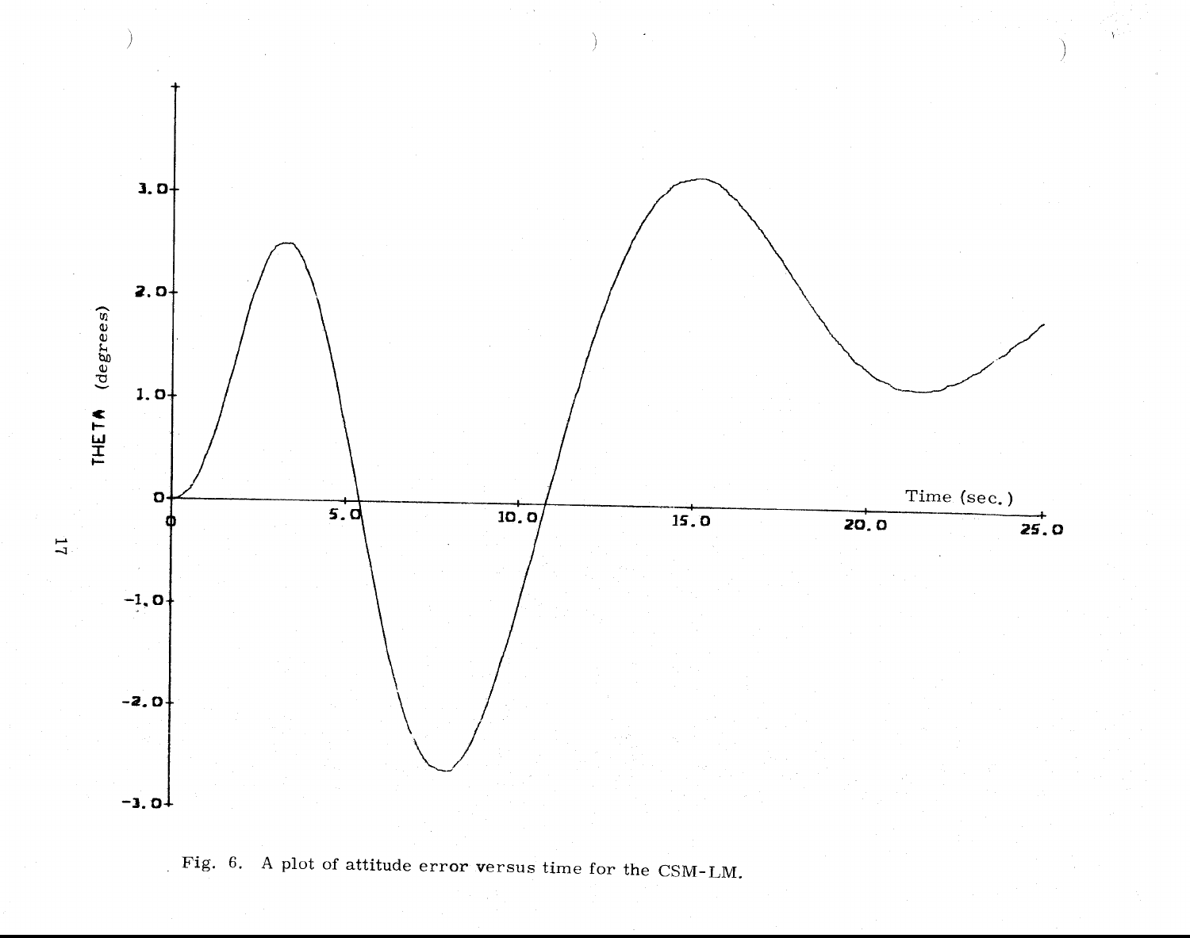Fig. 6. A plot of attitude error versus time for the CSM-LM.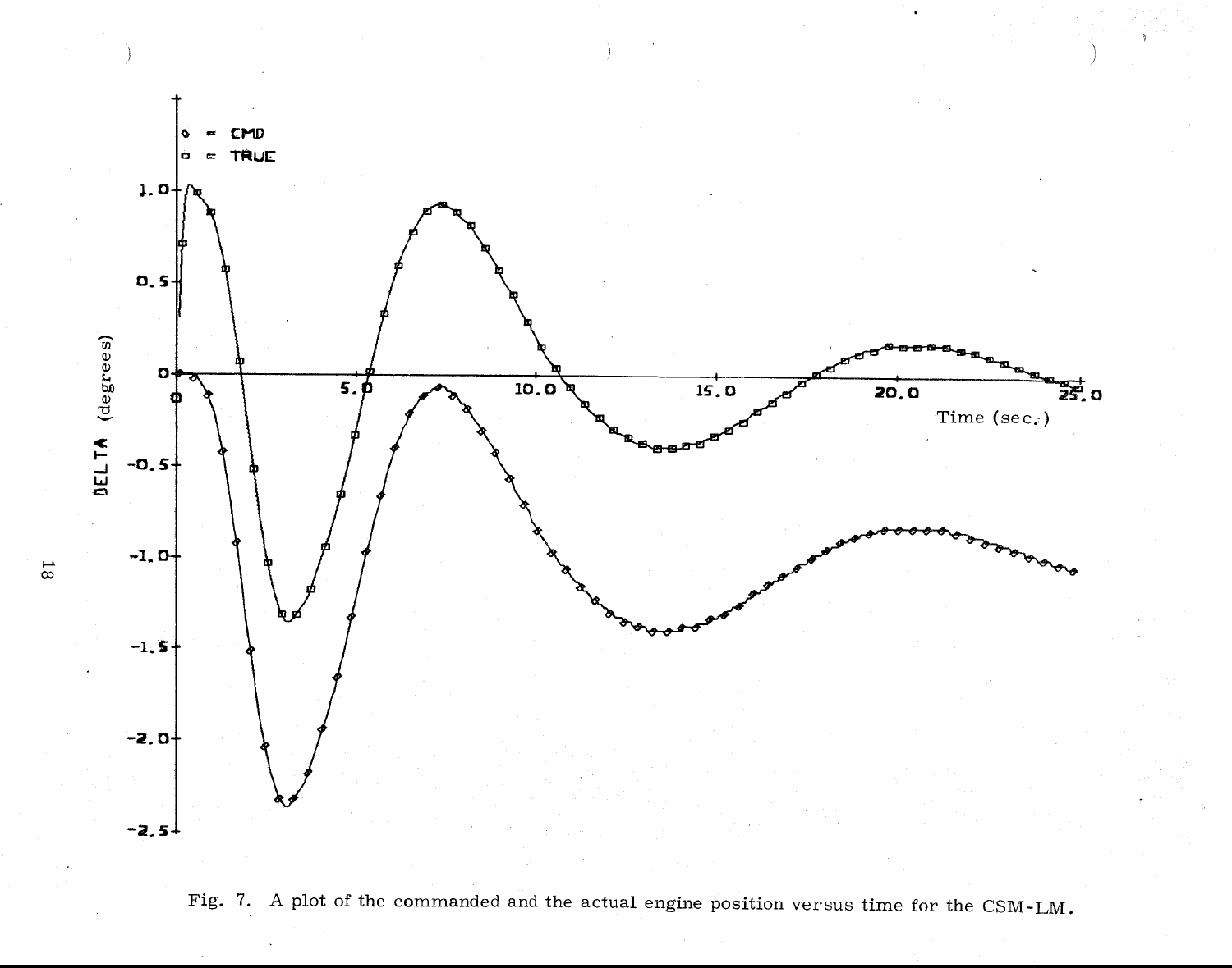Fig. 7. A plot of the commanded and the actual engine position versus time for the CSM-LM.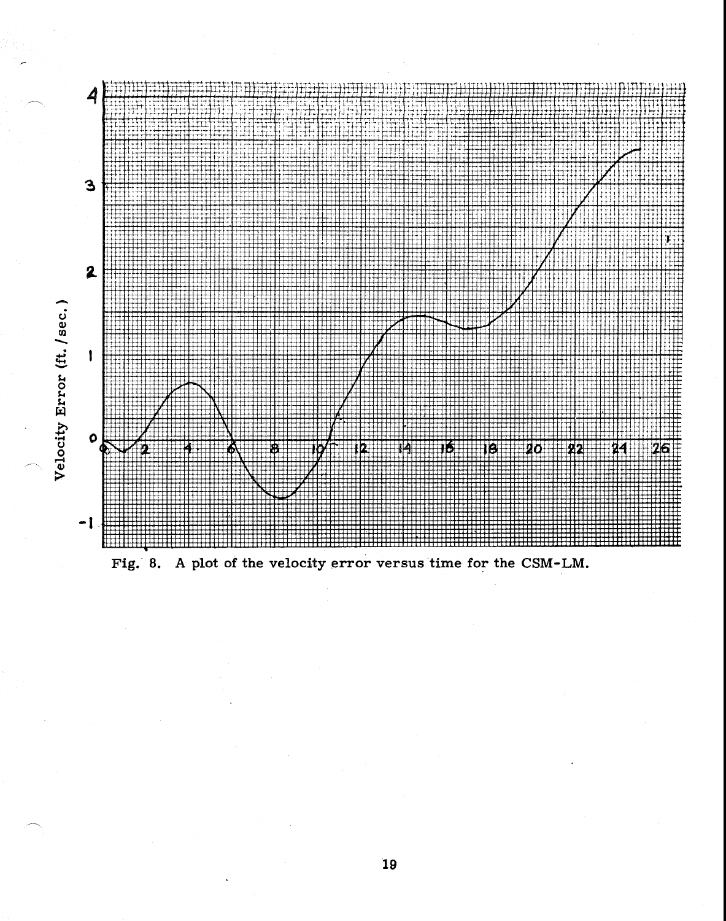Fig. 8. A plot of the velocity error versus time for the CSM-LM.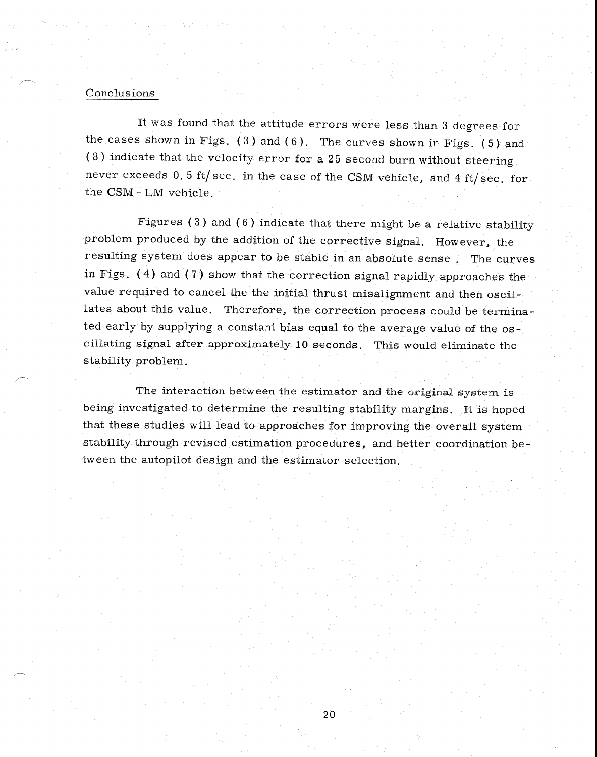## Conclusions

It was found that the attitude errors were less than 3 degrees for the cases shown in Figs. (3) and (6). The curves shown in Figs. (5) and (8) indicate that the velocity error for a 25 second burn without steering never exceeds 0.5 ft/sec. in the case of the CSM vehicle, and 4 ft/sec. for the CSM - LM vehicle.

Figures (3) and (6) indicate that there might be a relative stability problem produced by the addition of the corrective signal. However, the resulting system does appear to be stable in an absolute sense. The curves in Figs. (4) and (7) show that the correction signal rapidly approaches the value required to cancel the the initial thrust misalignment and then oscillates about this value. Therefore, the correction process could be terminated early by supplying a constant bias equal to the average value of the oscillating signal after approximately 10 seconds. This would eliminate the stability problem.

The interaction between the estimator and the original system is being investigated to determine the resulting stability margins. It is hoped that these studies will lead to approaches for improving the overall system stability through revised estimation procedures, and better coordination between the autopilot design and the estimator selection.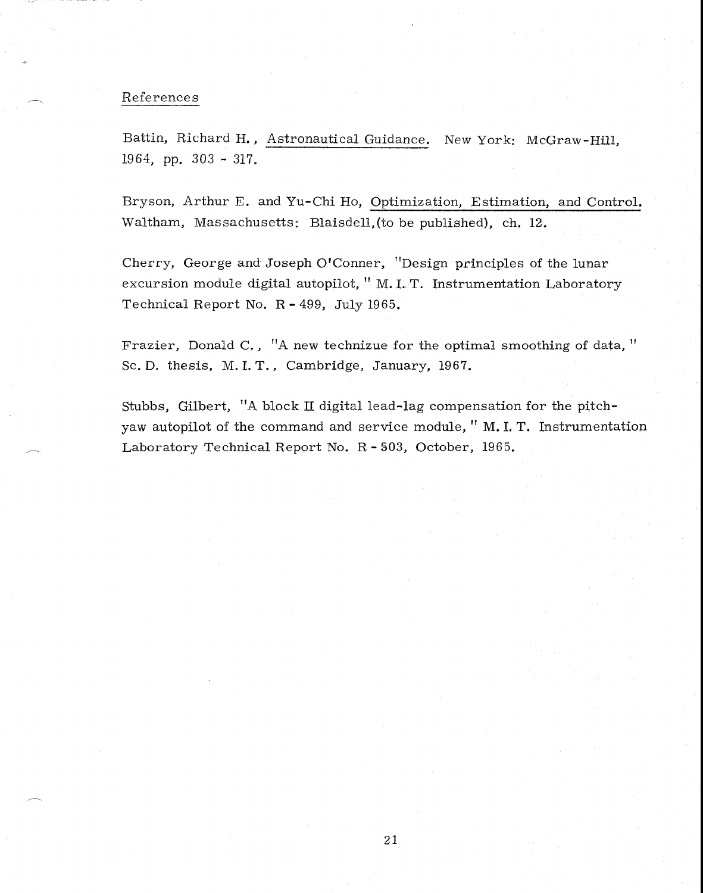## References

Battin, Richard H., Astronautical Guidance. New York: McGraw-Hill, 1964, pp. 303 - 317.

Bryson, Arthur E. and Yu-Chi Ho, Optimization, Estimation, and Control. Waltham, Massachusetts: Blaisdell, (to be published), ch. 12.

Cherry, George and Joseph O'Conner, "Design principles of the lunar excursion module digital autopilot," M. I. T. Instrumentation Laboratory Technical Report No. R - 499, July 1965.

Frazier, Donald C., "A new technizue for the optimal smoothing of data," Sc. D. thesis, M. I. T., Cambridge, January, 1967.

Stubbs, Gilbert, "A block II digital lead-lag compensation for the pitch-yaw autopilot of the command and service module," M. I. T. Instrumentation Laboratory Technical Report No. R - 503, October, 1965.